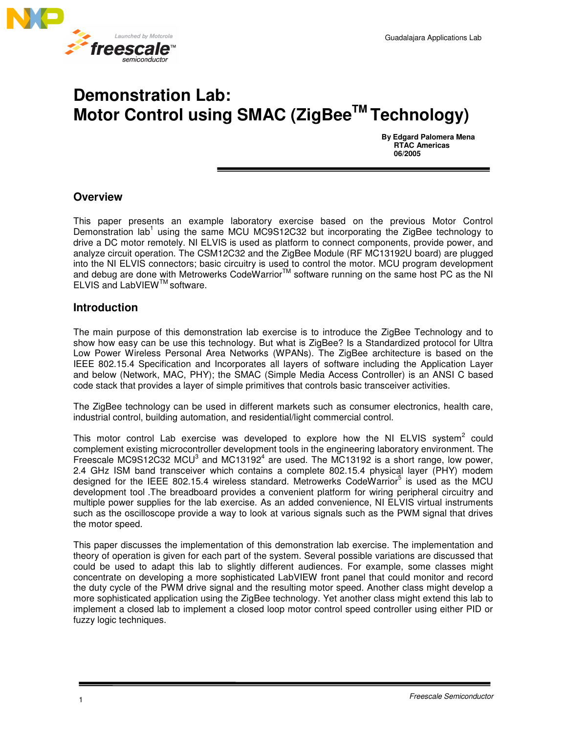# Demonstration Lab: Motor Control using SMAC (ZigBee™ Technology)

**By Edgard Palomera Mena**
**RTAC Americas**
**06/2005**

## Overview

This paper presents an example laboratory exercise based on the previous Motor Control Demonstration lab[1] using the same MCU MC9S12C32 but incorporating the ZigBee technology to drive a DC motor remotely. NI ELVIS is used as platform to connect components, provide power, and analyze circuit operation. The CSM12C32 and the ZigBee Module (RF MC13192U board) are plugged into the NI ELVIS connectors; basic circuitry is used to control the motor. MCU program development and debug are done with Metrowerks CodeWarrior™ software running on the same host PC as the NI ELVIS and LabVIEW™ software.

## Introduction

The main purpose of this demonstration lab exercise is to introduce the ZigBee Technology and to show how easy can be use this technology. But what is ZigBee? Is a Standardized protocol for Ultra Low Power Wireless Personal Area Networks (WPANs). The ZigBee architecture is based on the IEEE 802.15.4 Specification and Incorporates all layers of software including the Application Layer and below (Network, MAC, PHY); the SMAC (Simple Media Access Controller) is an ANSI C based code stack that provides a layer of simple primitives that controls basic transceiver activities.

The ZigBee technology can be used in different markets such as consumer electronics, health care, industrial control, building automation, and residential/light commercial control.

This motor control Lab exercise was developed to explore how the NI ELVIS system[2] could complement existing microcontroller development tools in the engineering laboratory environment. The Freescale MC9S12C32 MCU[3] and MC13192[4] are used. The MC13192 is a short range, low power, 2.4 GHz ISM band transceiver which contains a complete 802.15.4 physical layer (PHY) modem designed for the IEEE 802.15.4 wireless standard. Metrowerks CodeWarrior[5] is used as the MCU development tool .The breadboard provides a convenient platform for wiring peripheral circuitry and multiple power supplies for the lab exercise. As an added convenience, NI ELVIS virtual instruments such as the oscilloscope provide a way to look at various signals such as the PWM signal that drives the motor speed.

This paper discusses the implementation of this demonstration lab exercise. The implementation and theory of operation is given for each part of the system. Several possible variations are discussed that could be used to adapt this lab to slightly different audiences. For example, some classes might concentrate on developing a more sophisticated LabVIEW front panel that could monitor and record the duty cycle of the PWM drive signal and the resulting motor speed. Another class might develop a more sophisticated application using the ZigBee technology. Yet another class might extend this lab to implement a closed lab to implement a closed loop motor control speed controller using either PID or fuzzy logic techniques.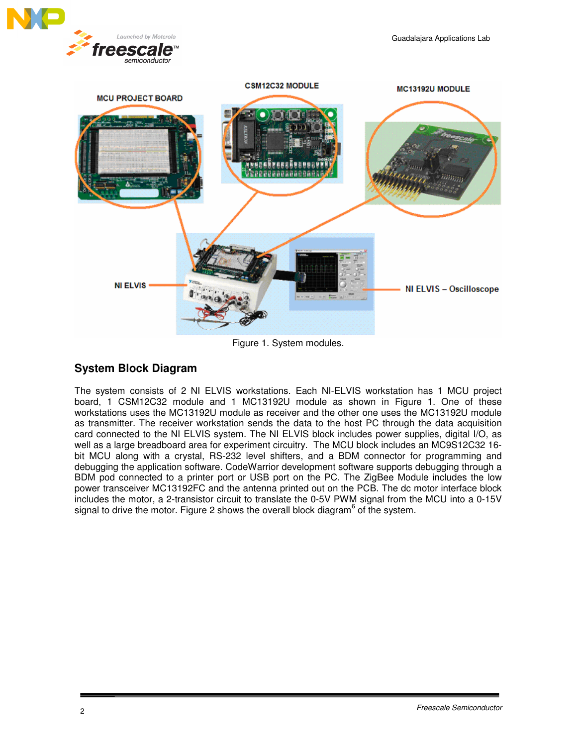Figure 1. System modules.

## System Block Diagram

The system consists of 2 NI ELVIS workstations. Each NI-ELVIS workstation has 1 MCU project board, 1 CSM12C32 module and 1 MC13192U module as shown in Figure 1. One of these workstations uses the MC13192U module as receiver and the other one uses the MC13192U module as transmitter. The receiver workstation sends the data to the host PC through the data acquisition card connected to the NI ELVIS system. The NI ELVIS block includes power supplies, digital I/O, as well as a large breadboard area for experiment circuitry. The MCU block includes an MC9S12C32 16-bit MCU along with a crystal, RS-232 level shifters, and a BDM connector for programming and debugging the application software. CodeWarrior development software supports debugging through a BDM pod connected to a printer port or USB port on the PC. The ZigBee Module includes the low power transceiver MC13192FC and the antenna printed out on the PCB. The dc motor interface block includes the motor, a 2-transistor circuit to translate the 0-5V PWM signal from the MCU into a 0-15V signal to drive the motor. Figure 2 shows the overall block diagram[6] of the system.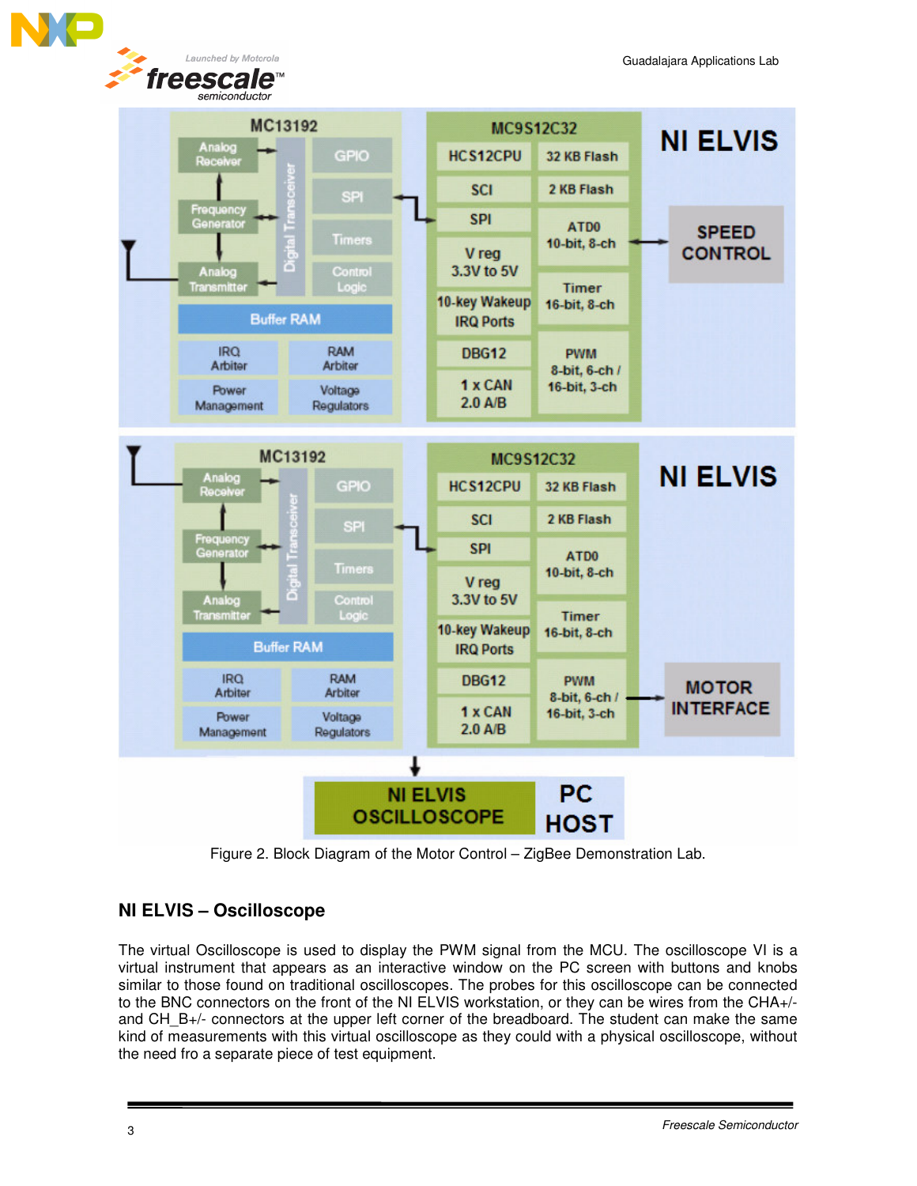Figure 2. Block Diagram of the Motor Control – ZigBee Demonstration Lab.

## NI ELVIS – Oscilloscope

The virtual Oscilloscope is used to display the PWM signal from the MCU. The oscilloscope VI is a virtual instrument that appears as an interactive window on the PC screen with buttons and knobs similar to those found on traditional oscilloscopes. The probes for this oscilloscope can be connected to the BNC connectors on the front of the NI ELVIS workstation, or they can be wires from the CHA+/- and CH_B+/- connectors at the upper left corner of the breadboard. The student can make the same kind of measurements with this virtual oscilloscope as they could with a physical oscilloscope, without the need fro a separate piece of test equipment.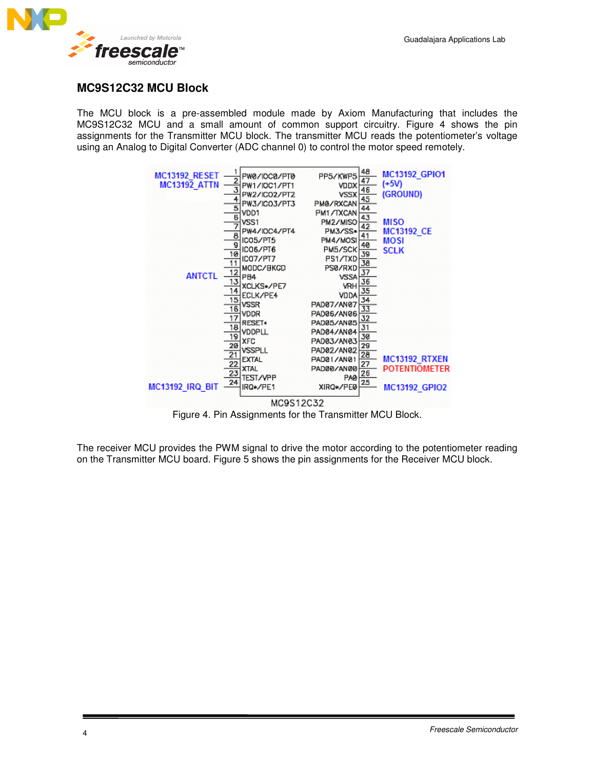## MC9S12C32 MCU Block

The MCU block is a pre-assembled module made by Axiom Manufacturing that includes the MC9S12C32 MCU and a small amount of common support circuitry. Figure 4 shows the pin assignments for the Transmitter MCU block. The transmitter MCU reads the potentiometer's voltage using an Analog to Digital Converter (ADC channel 0) to control the motor speed remotely.

Figure 4. Pin Assignments for the Transmitter MCU Block.

The receiver MCU provides the PWM signal to drive the motor according to the potentiometer reading on the Transmitter MCU board. Figure 5 shows the pin assignments for the Receiver MCU block.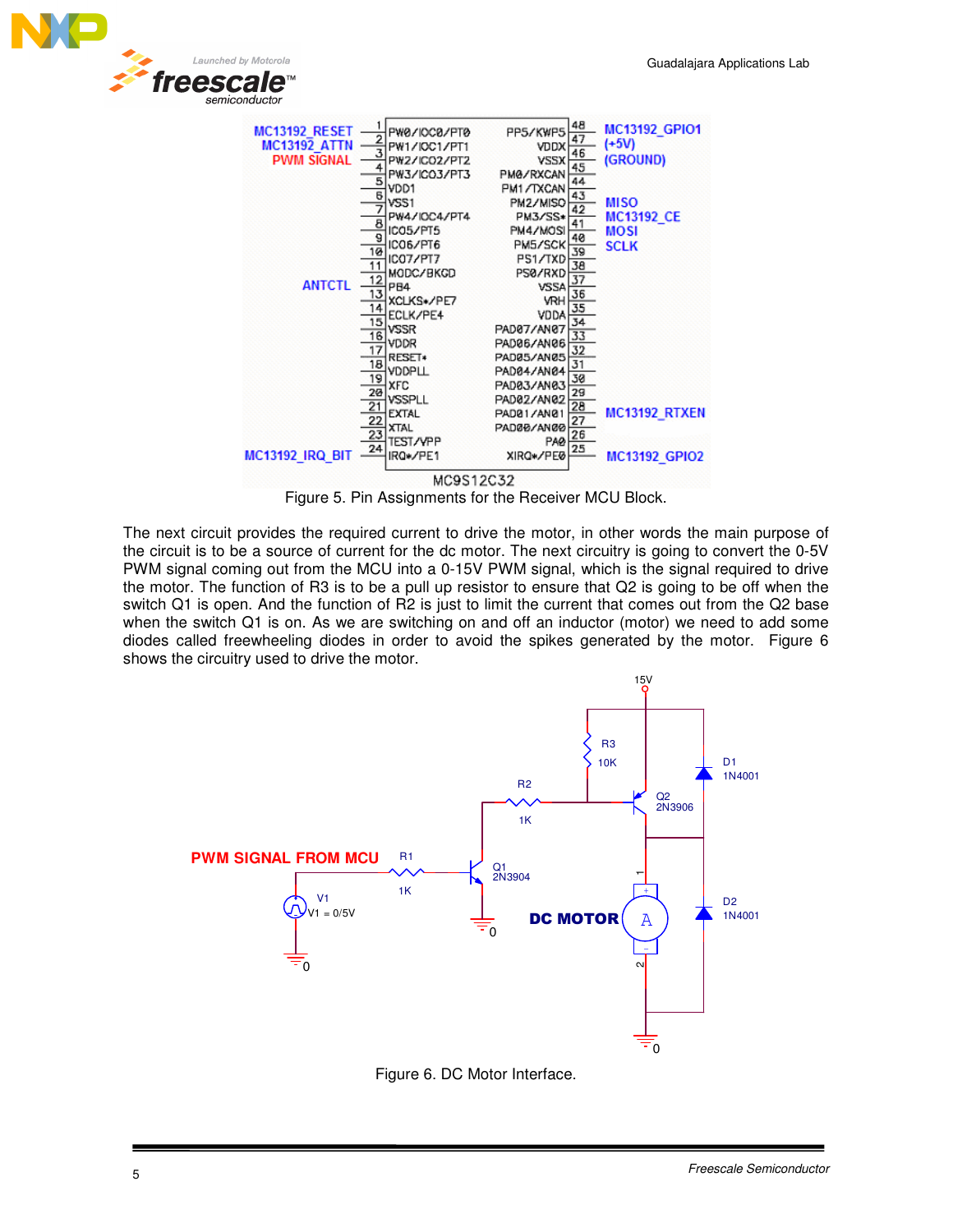Figure 5. Pin Assignments for the Receiver MCU Block.

The next circuit provides the required current to drive the motor, in other words the main purpose of the circuit is to be a source of current for the dc motor. The next circuitry is going to convert the 0-5V PWM signal coming out from the MCU into a 0-15V PWM signal, which is the signal required to drive the motor. The function of R3 is to be a pull up resistor to ensure that Q2 is going to be off when the switch Q1 is open. And the function of R2 is just to limit the current that comes out from the Q2 base when the switch Q1 is on. As we are switching on and off an inductor (motor) we need to add some diodes called freewheeling diodes in order to avoid the spikes generated by the motor. Figure 6 shows the circuitry used to drive the motor.

Figure 6. DC Motor Interface.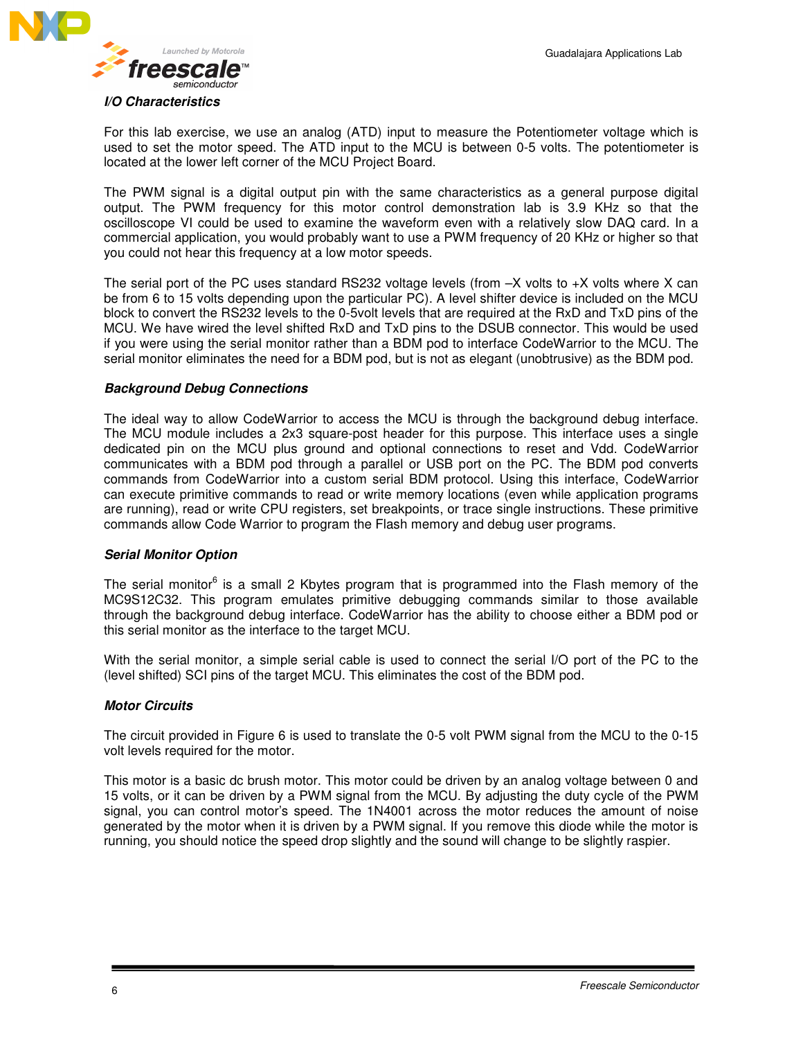### *I/O Characteristics*

For this lab exercise, we use an analog (ATD) input to measure the Potentiometer voltage which is used to set the motor speed. The ATD input to the MCU is between 0-5 volts. The potentiometer is located at the lower left corner of the MCU Project Board.

The PWM signal is a digital output pin with the same characteristics as a general purpose digital output. The PWM frequency for this motor control demonstration lab is 3.9 KHz so that the oscilloscope VI could be used to examine the waveform even with a relatively slow DAQ card. In a commercial application, you would probably want to use a PWM frequency of 20 KHz or higher so that you could not hear this frequency at a low motor speeds.

The serial port of the PC uses standard RS232 voltage levels (from –X volts to +X volts where X can be from 6 to 15 volts depending upon the particular PC). A level shifter device is included on the MCU block to convert the RS232 levels to the 0-5volt levels that are required at the RxD and TxD pins of the MCU. We have wired the level shifted RxD and TxD pins to the DSUB connector. This would be used if you were using the serial monitor rather than a BDM pod to interface CodeWarrior to the MCU. The serial monitor eliminates the need for a BDM pod, but is not as elegant (unobtrusive) as the BDM pod.

### *Background Debug Connections*

The ideal way to allow CodeWarrior to access the MCU is through the background debug interface. The MCU module includes a 2x3 square-post header for this purpose. This interface uses a single dedicated pin on the MCU plus ground and optional connections to reset and Vdd. CodeWarrior communicates with a BDM pod through a parallel or USB port on the PC. The BDM pod converts commands from CodeWarrior into a custom serial BDM protocol. Using this interface, CodeWarrior can execute primitive commands to read or write memory locations (even while application programs are running), read or write CPU registers, set breakpoints, or trace single instructions. These primitive commands allow Code Warrior to program the Flash memory and debug user programs.

### *Serial Monitor Option*

The serial monitor[6] is a small 2 Kbytes program that is programmed into the Flash memory of the MC9S12C32. This program emulates primitive debugging commands similar to those available through the background debug interface. CodeWarrior has the ability to choose either a BDM pod or this serial monitor as the interface to the target MCU.

With the serial monitor, a simple serial cable is used to connect the serial I/O port of the PC to the (level shifted) SCI pins of the target MCU. This eliminates the cost of the BDM pod.

### *Motor Circuits*

The circuit provided in Figure 6 is used to translate the 0-5 volt PWM signal from the MCU to the 0-15 volt levels required for the motor.

This motor is a basic dc brush motor. This motor could be driven by an analog voltage between 0 and 15 volts, or it can be driven by a PWM signal from the MCU. By adjusting the duty cycle of the PWM signal, you can control motor's speed. The 1N4001 across the motor reduces the amount of noise generated by the motor when it is driven by a PWM signal. If you remove this diode while the motor is running, you should notice the speed drop slightly and the sound will change to be slightly raspier.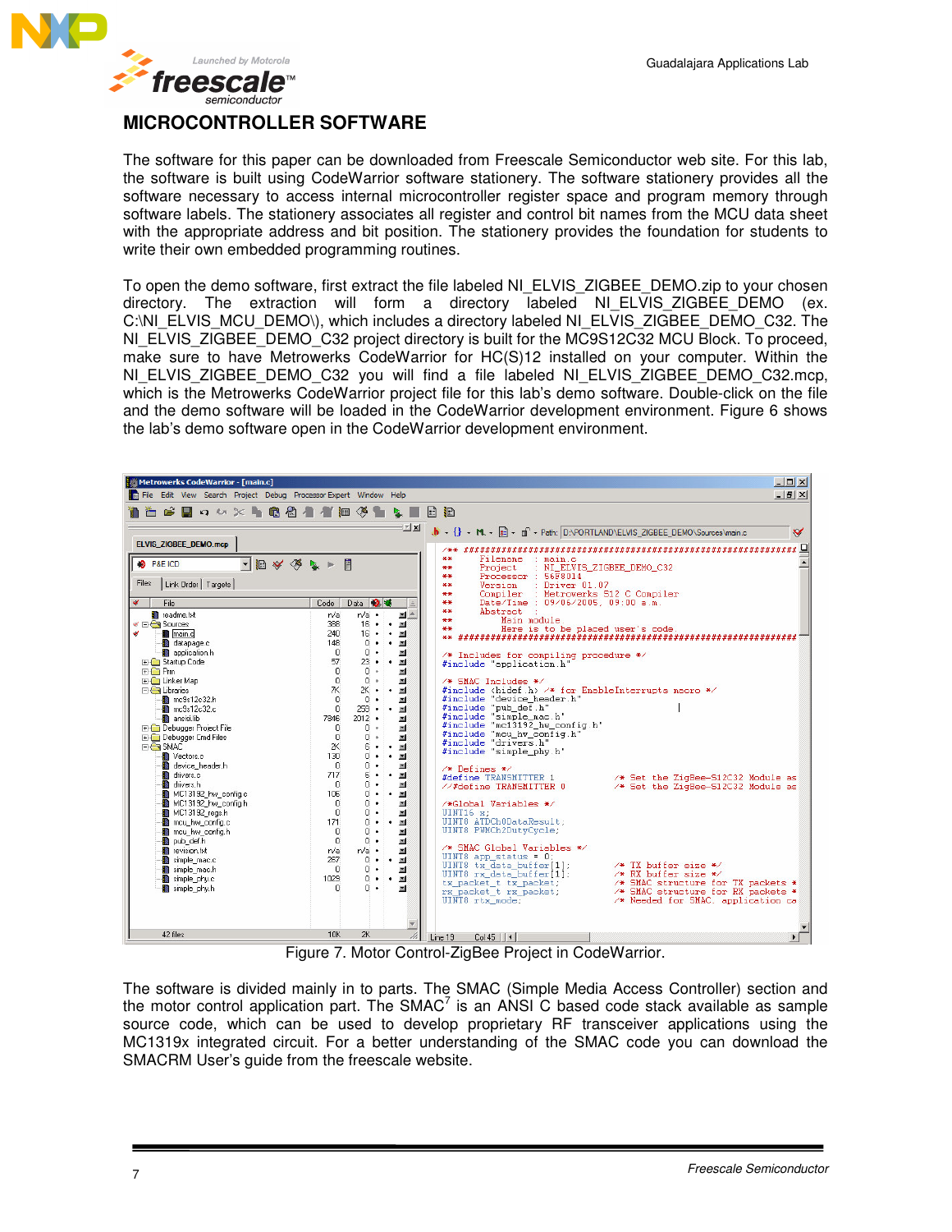## MICROCONTROLLER SOFTWARE

The software for this paper can be downloaded from Freescale Semiconductor web site. For this lab, the software is built using CodeWarrior software stationery. The software stationery provides all the software necessary to access internal microcontroller register space and program memory through software labels. The stationery associates all register and control bit names from the MCU data sheet with the appropriate address and bit position. The stationery provides the foundation for students to write their own embedded programming routines.

To open the demo software, first extract the file labeled NI_ELVIS_ZIGBEE_DEMO.zip to your chosen directory. The extraction will form a directory labeled NI_ELVIS_ZIGBEE_DEMO (ex. C:\NI_ELVIS_MCU_DEMO\), which includes a directory labeled NI_ELVIS_ZIGBEE_DEMO_C32. The NI_ELVIS_ZIGBEE_DEMO_C32 project directory is built for the MC9S12C32 MCU Block. To proceed, make sure to have Metrowerks CodeWarrior for HC(S)12 installed on your computer. Within the NI_ELVIS_ZIGBEE_DEMO_C32 you will find a file labeled NI_ELVIS_ZIGBEE_DEMO_C32.mcp, which is the Metrowerks CodeWarrior project file for this lab's demo software. Double-click on the file and the demo software will be loaded in the CodeWarrior development environment. Figure 6 shows the lab's demo software open in the CodeWarrior development environment.

Figure 7. Motor Control-ZigBee Project in CodeWarrior.

The software is divided mainly in to parts. The SMAC (Simple Media Access Controller) section and the motor control application part. The SMAC[7] is an ANSI C based code stack available as sample source code, which can be used to develop proprietary RF transceiver applications using the MC1319x integrated circuit. For a better understanding of the SMAC code you can download the SMACRM User's guide from the freescale website.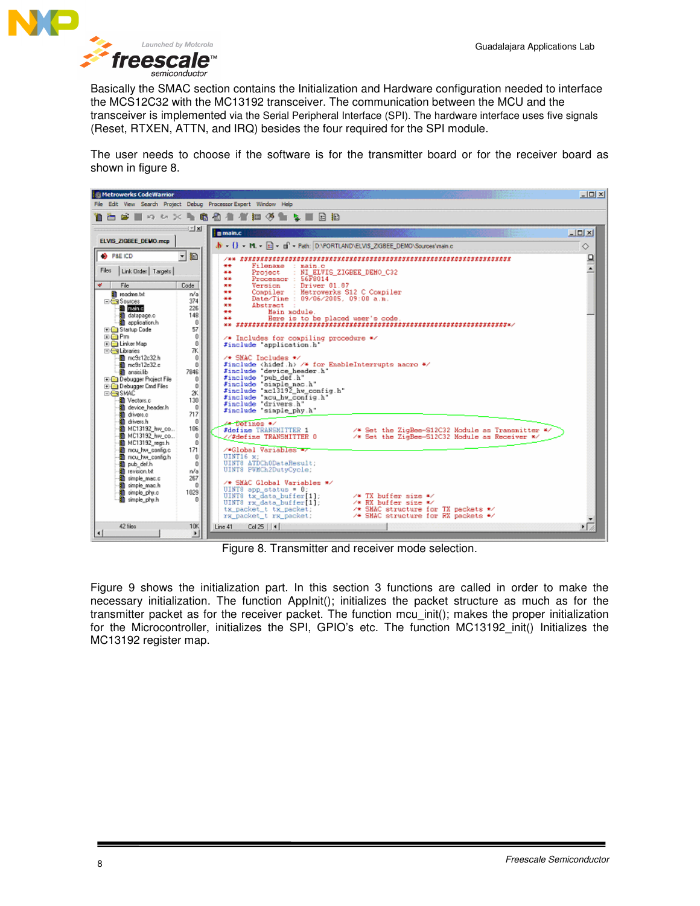Basically the SMAC section contains the Initialization and Hardware configuration needed to interface the MCS12C32 with the MC13192 transceiver. The communication between the MCU and the transceiver is implemented via the Serial Peripheral Interface (SPI). The hardware interface uses five signals (Reset, RTXEN, ATTN, and IRQ) besides the four required for the SPI module.

The user needs to choose if the software is for the transmitter board or for the receiver board as shown in figure 8.

Figure 8. Transmitter and receiver mode selection.

Figure 9 shows the initialization part. In this section 3 functions are called in order to make the necessary initialization. The function ApplInit(); initializes the packet structure as much as for the transmitter packet as for the receiver packet. The function mcu_init(); makes the proper initialization for the Microcontroller, initializes the SPI, GPIO's etc. The function MC13192_init() Initializes the MC13192 register map.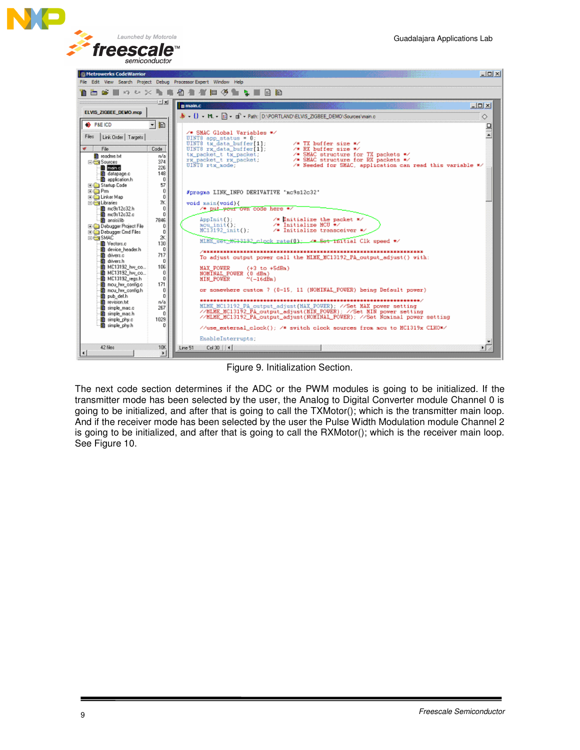Figure 9. Initialization Section.

The next code section determines if the ADC or the PWM modules is going to be initialized. If the transmitter mode has been selected by the user, the Analog to Digital Converter module Channel 0 is going to be initialized, and after that is going to call the TXMotor(); which is the transmitter main loop. And if the receiver mode has been selected by the user the Pulse Width Modulation module Channel 2 is going to be initialized, and after that is going to call the RXMotor(); which is the receiver main loop. See Figure 10.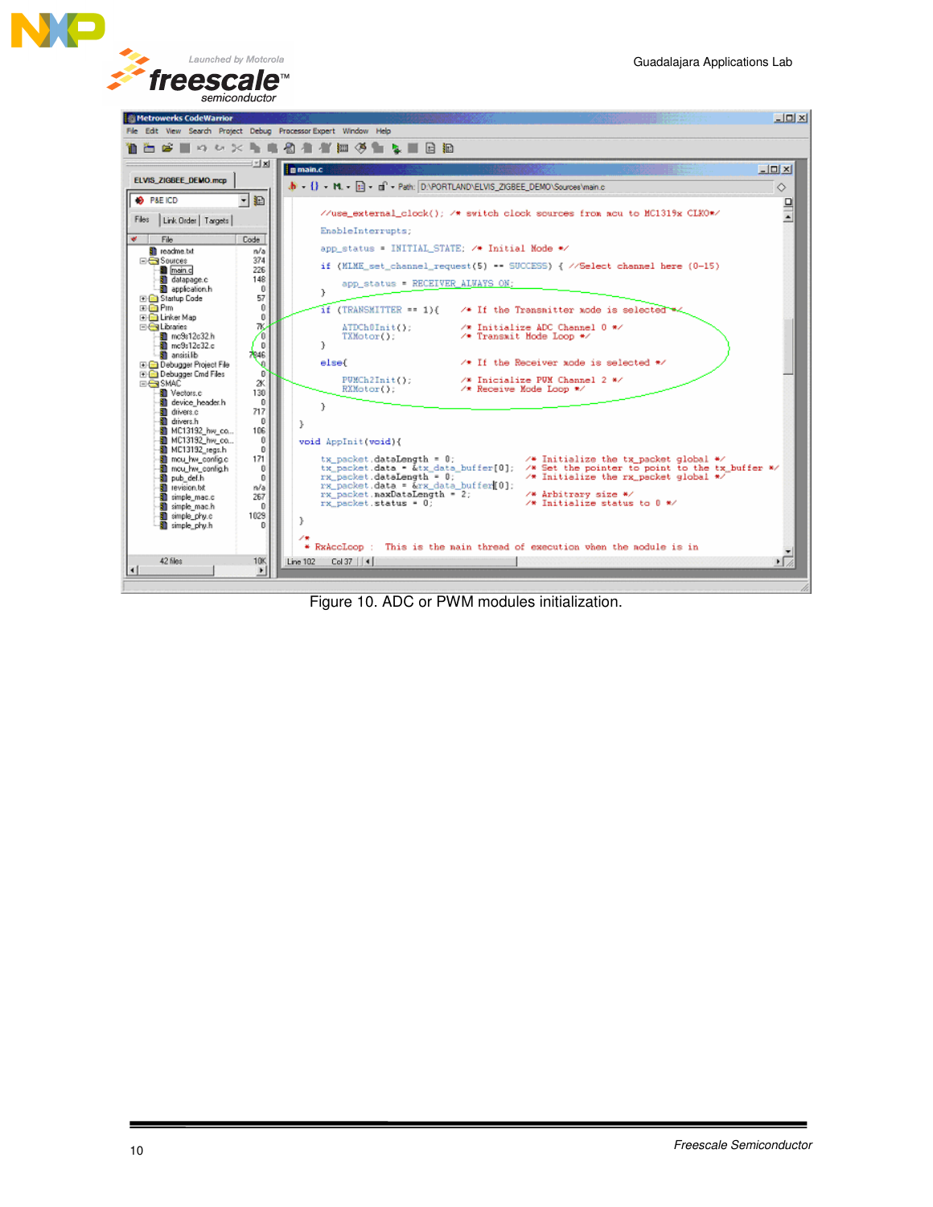Figure 10. ADC or PWM modules initialization.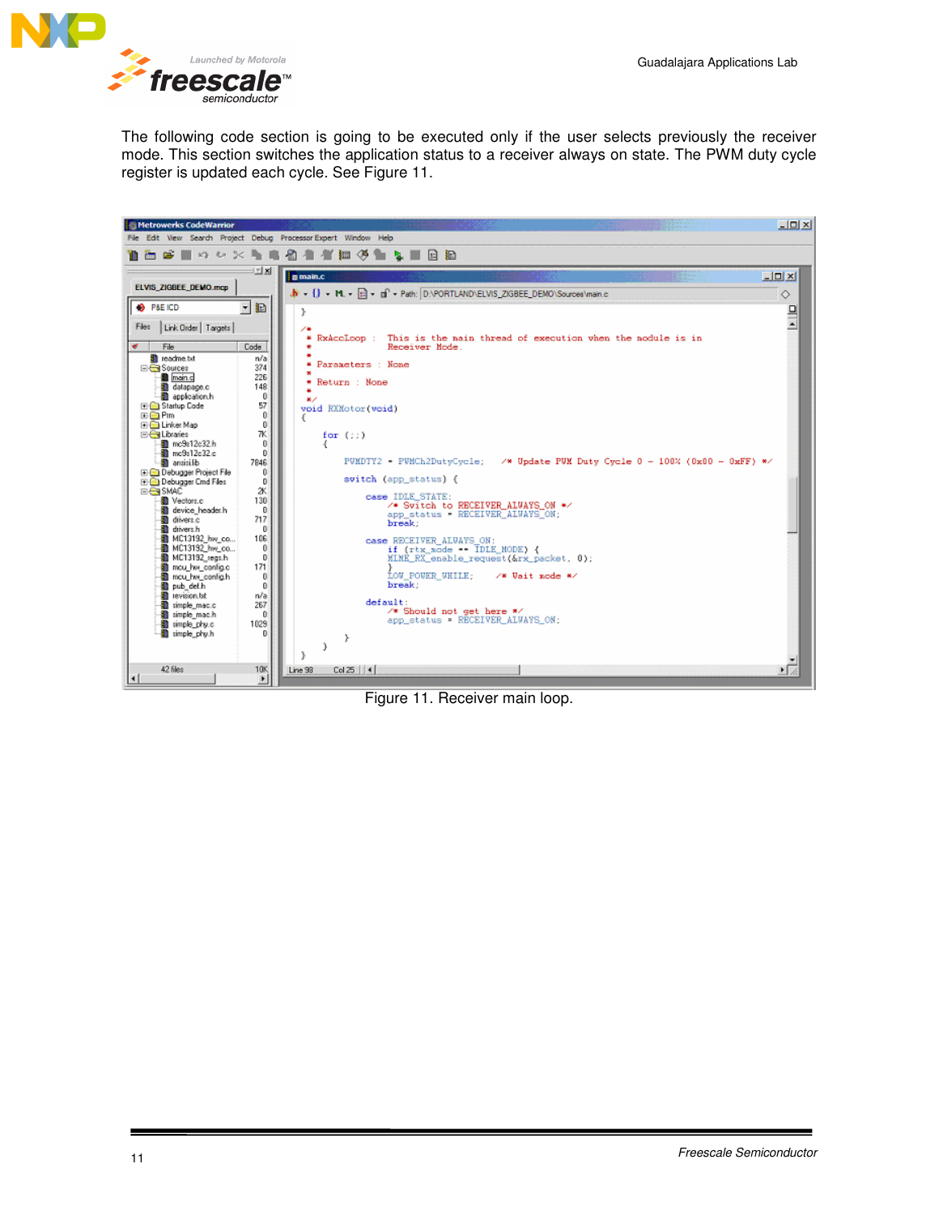The following code section is going to be executed only if the user selects previously the receiver mode. This section switches the application status to a receiver always on state. The PWM duty cycle register is updated each cycle. See Figure 11.

```
}

/*
 * RxAccLoop :  This is the main thread of execution when the module is in
 *              Receiver Mode.
 *
 * Parameters : None
 *
 * Return : None
 *
 */
void RXMotor(void)
{

    for (;;)
    {

        PWMDTY2 = PWMCh2DutyCycle;   /* Update PWM Duty Cycle 0 - 100% (0x00 - 0xFF) */

        switch (app_status) {

            case IDLE_STATE:
                /* Switch to RECEIVER_ALWAYS_ON */
                app_status = RECEIVER_ALWAYS_ON;
                break;

            case RECEIVER_ALWAYS_ON:
                if (rtx_mode == IDLE_MODE) {
                MLME_RX_enable_request(&rx_packet, 0);
                }
                LOW_POWER_WHILE;     /* Wait mode */
                break;

            default:
                /* Should not get here */
                app_status = RECEIVER_ALWAYS_ON;

        }
    }
}
```

Figure 11. Receiver main loop.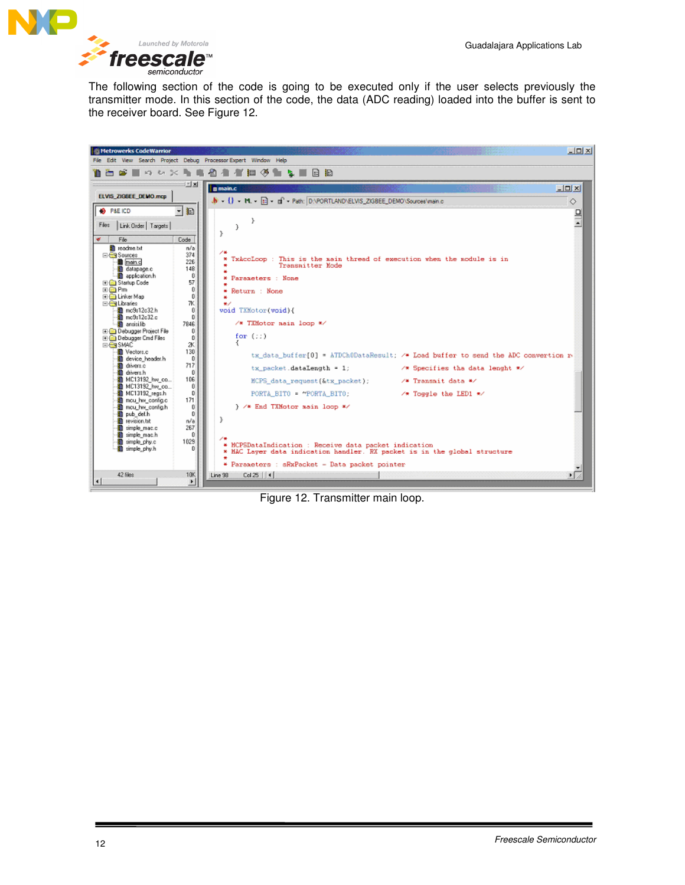The following section of the code is going to be executed only if the user selects previously the transmitter mode. In this section of the code, the data (ADC reading) loaded into the buffer is sent to the receiver board. See Figure 12.

```
      }
    }
}

/*
 * TxAccLoop : This is the main thread of execution when the module is in
 *             Transmitter Mode
 *
 * Parameters : None
 *
 * Return : None
 *
 */
void TXMotor(void){

    /* TXMotor main loop */

    for (;;)
    {

        tx_data_buffer[0] = ATDCh0DataResult;  /* Load buffer to send the ADC conversion r

        tx_packet.dataLength = 1;              /* Specifies the data lenght */

        MCPS_data_request(&tx_packet);         /* Transmit data */

        PORTA_BIT0 = ~PORTA_BIT0;              /* Toggle the LED1 */

    } /* End TXMotor main loop */

}

/*
 * MCPSDataIndication : Receive data packet indication
 * MAC Layer data indication handler. RX packet is in the global structure
 *
 * Parameters : sRxPacket - Data packet pointer
```

Figure 12. Transmitter main loop.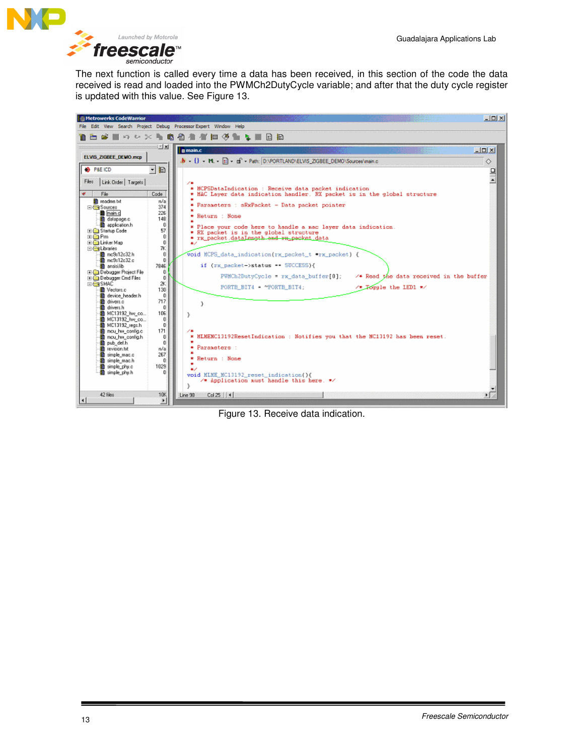The next function is called every time a data has been received, in this section of the code the data received is read and loaded into the PWMCh2DutyCycle variable; and after that the duty cycle register is updated with this value. See Figure 13.

Figure 13. Receive data indication.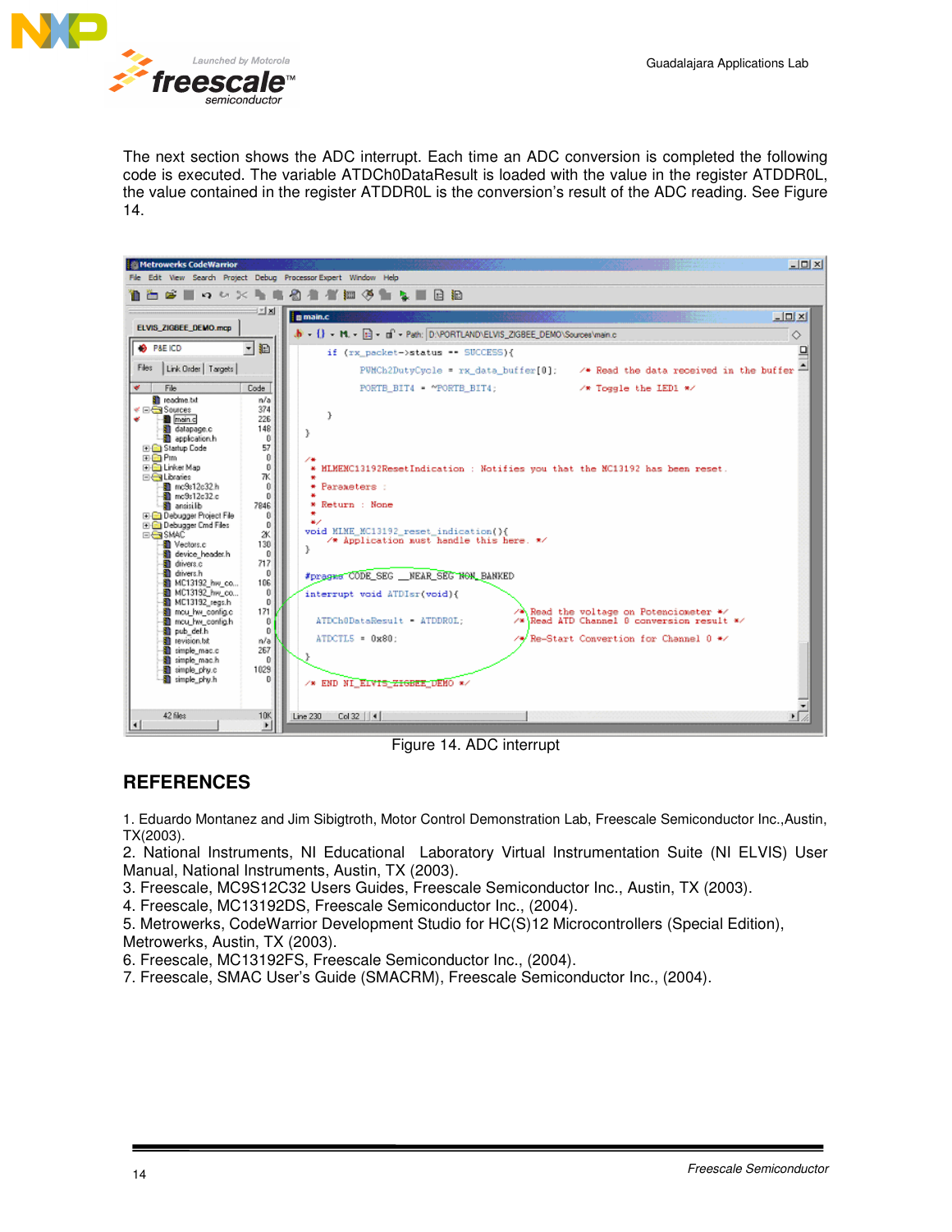The next section shows the ADC interrupt. Each time an ADC conversion is completed the following code is executed. The variable ATDCh0DataResult is loaded with the value in the register ATDDR0L, the value contained in the register ATDDR0L is the conversion's result of the ADC reading. See Figure 14.

Figure 14. ADC interrupt

## REFERENCES

1. Eduardo Montanez and Jim Sibigtroth, Motor Control Demonstration Lab, Freescale Semiconductor Inc.,Austin, TX(2003).
2. National Instruments, NI Educational Laboratory Virtual Instrumentation Suite (NI ELVIS) User Manual, National Instruments, Austin, TX (2003).
3. Freescale, MC9S12C32 Users Guides, Freescale Semiconductor Inc., Austin, TX (2003).
4. Freescale, MC13192DS, Freescale Semiconductor Inc., (2004).
5. Metrowerks, CodeWarrior Development Studio for HC(S)12 Microcontrollers (Special Edition), Metrowerks, Austin, TX (2003).
6. Freescale, MC13192FS, Freescale Semiconductor Inc., (2004).
7. Freescale, SMAC User's Guide (SMACRM), Freescale Semiconductor Inc., (2004).